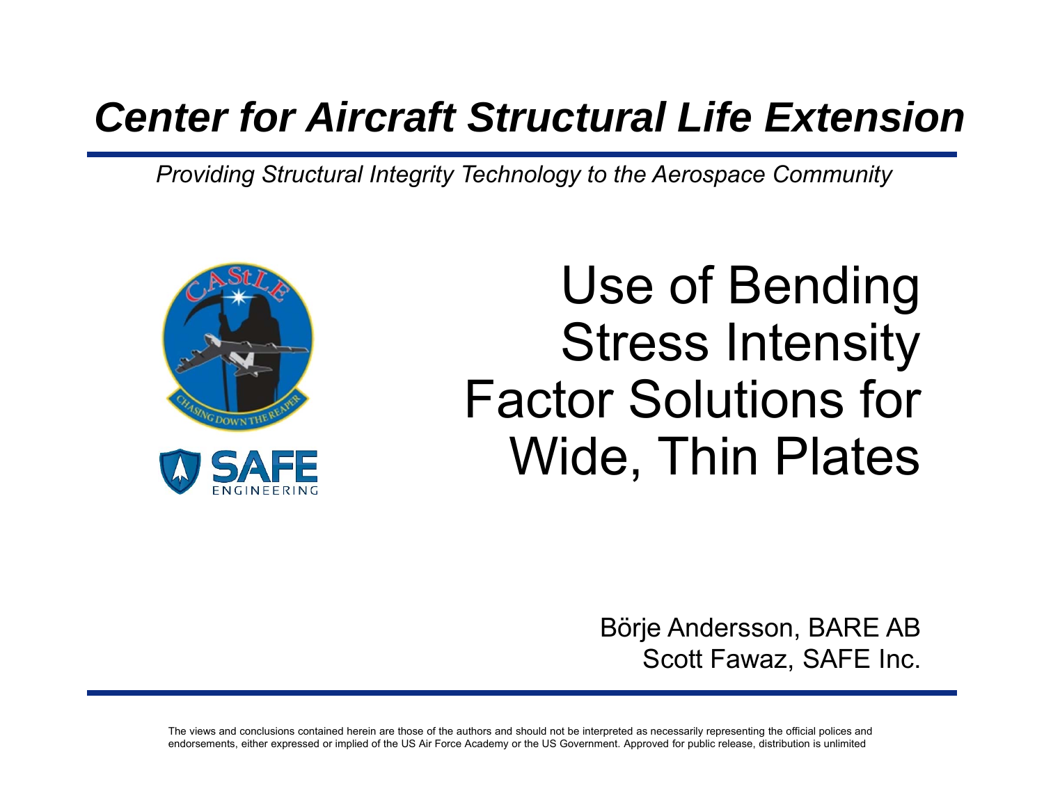# *Center for Aircraft Structural Life Extension*

*Providing Structural Integrity Technology to the Aerospace Community*

# Use of Bending Stress Intensity Factor Solutions for Wide, Thin Plates

Börje Andersson, BARE AB
Scott Fawaz, SAFE Inc.

The views and conclusions contained herein are those of the authors and should not be interpreted as necessarily representing the official polices and endorsements, either expressed or implied of the US Air Force Academy or the US Government. Approved for public release, distribution is unlimited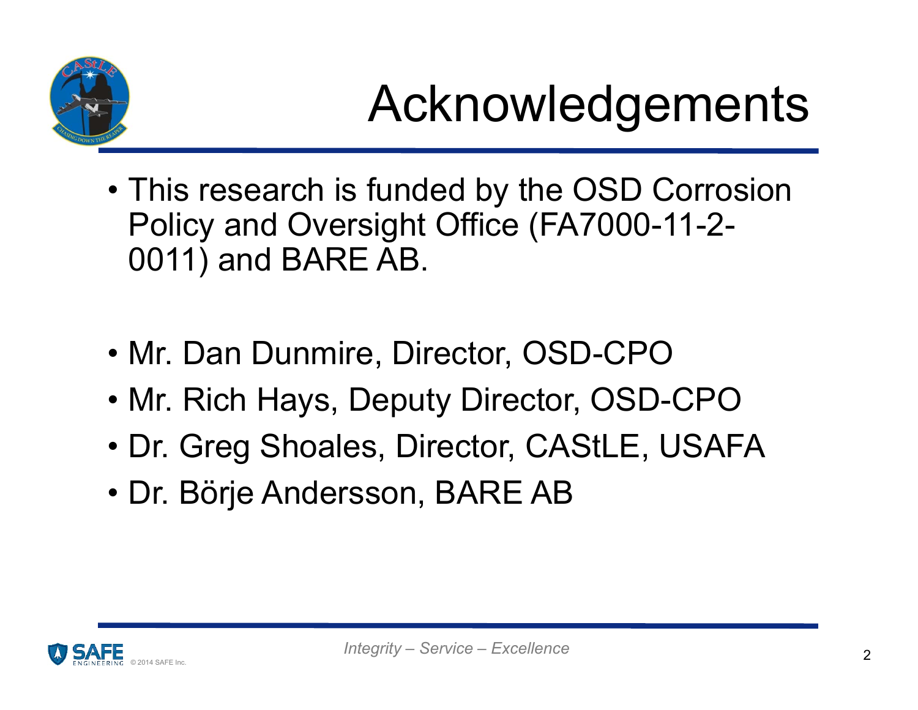# Acknowledgements

- This research is funded by the OSD Corrosion Policy and Oversight Office (FA7000-11-2-0011) and BARE AB.

- Mr. Dan Dunmire, Director, OSD-CPO
- Mr. Rich Hays, Deputy Director, OSD-CPO
- Dr. Greg Shoales, Director, CAStLE, USAFA
- Dr. Börje Andersson, BARE AB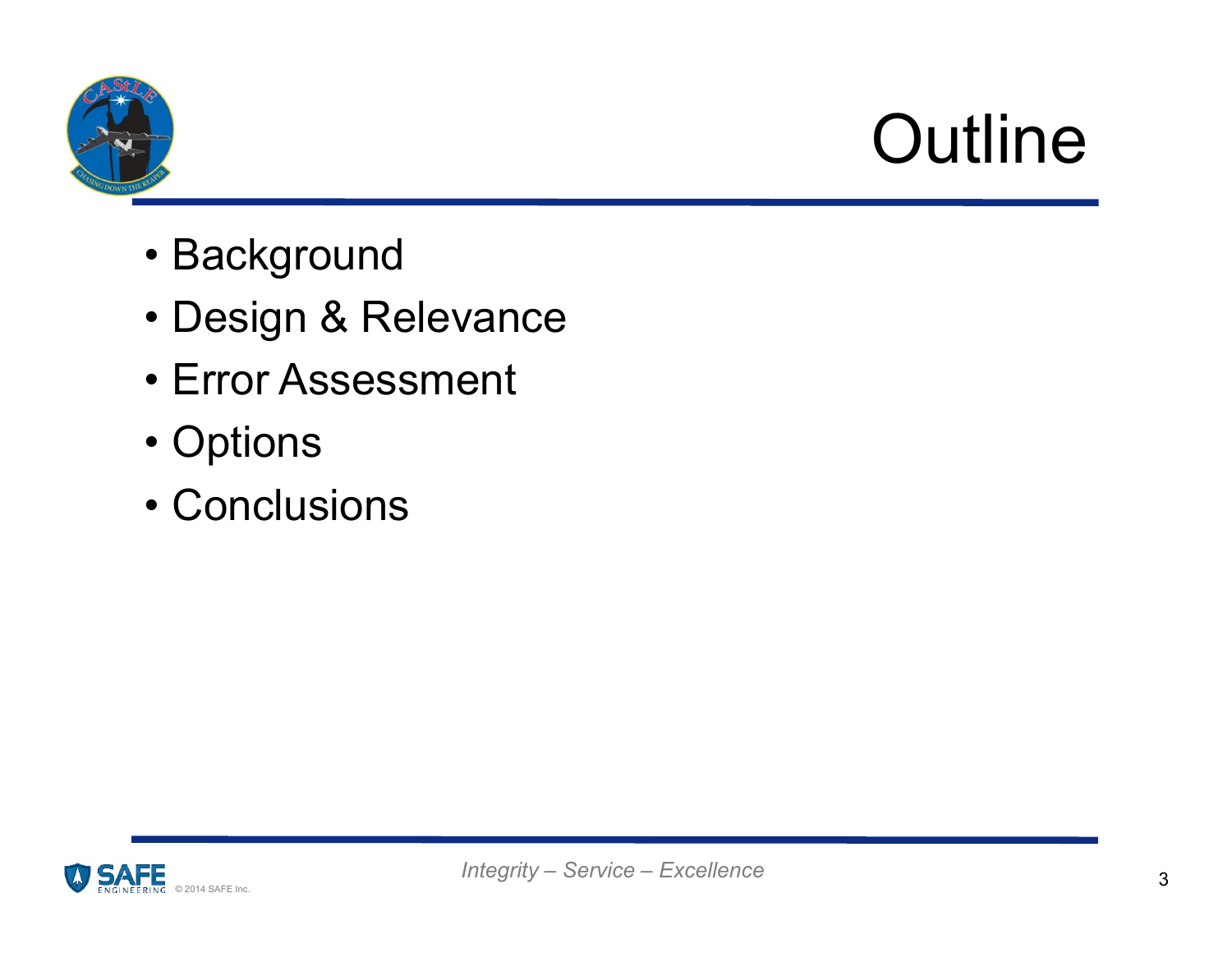# Outline

- Background
- Design & Relevance
- Error Assessment
- Options
- Conclusions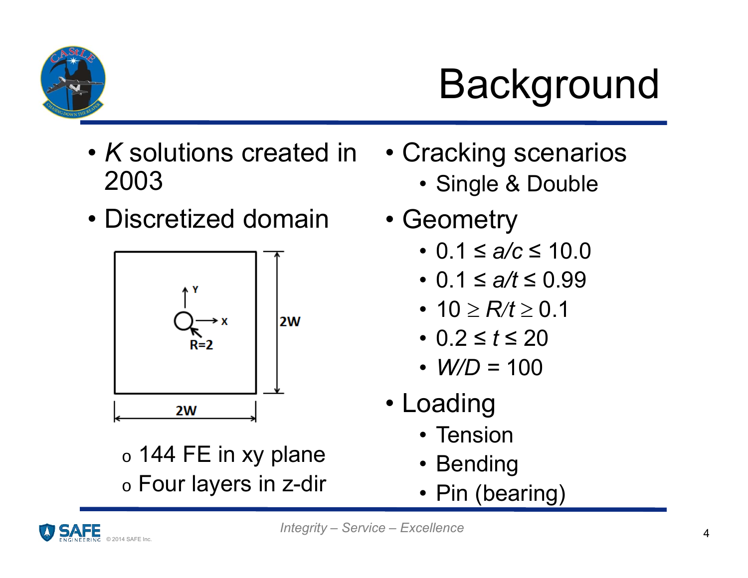# Background

- $K$ solutions created in 2003
- Discretized domain
  - 144 FE in xy plane
  - Four layers in z-dir

- Cracking scenarios
  - Single & Double
- Geometry
  - $0.1 \leq a/c \leq 10.0$
  - $0.1 \leq a/t \leq 0.99$
  - $10 \geq R/t \geq 0.1$
  - $0.2 \leq t \leq 20$
  - $W/D = 100$
- Loading
  - Tension
  - Bending
  - Pin (bearing)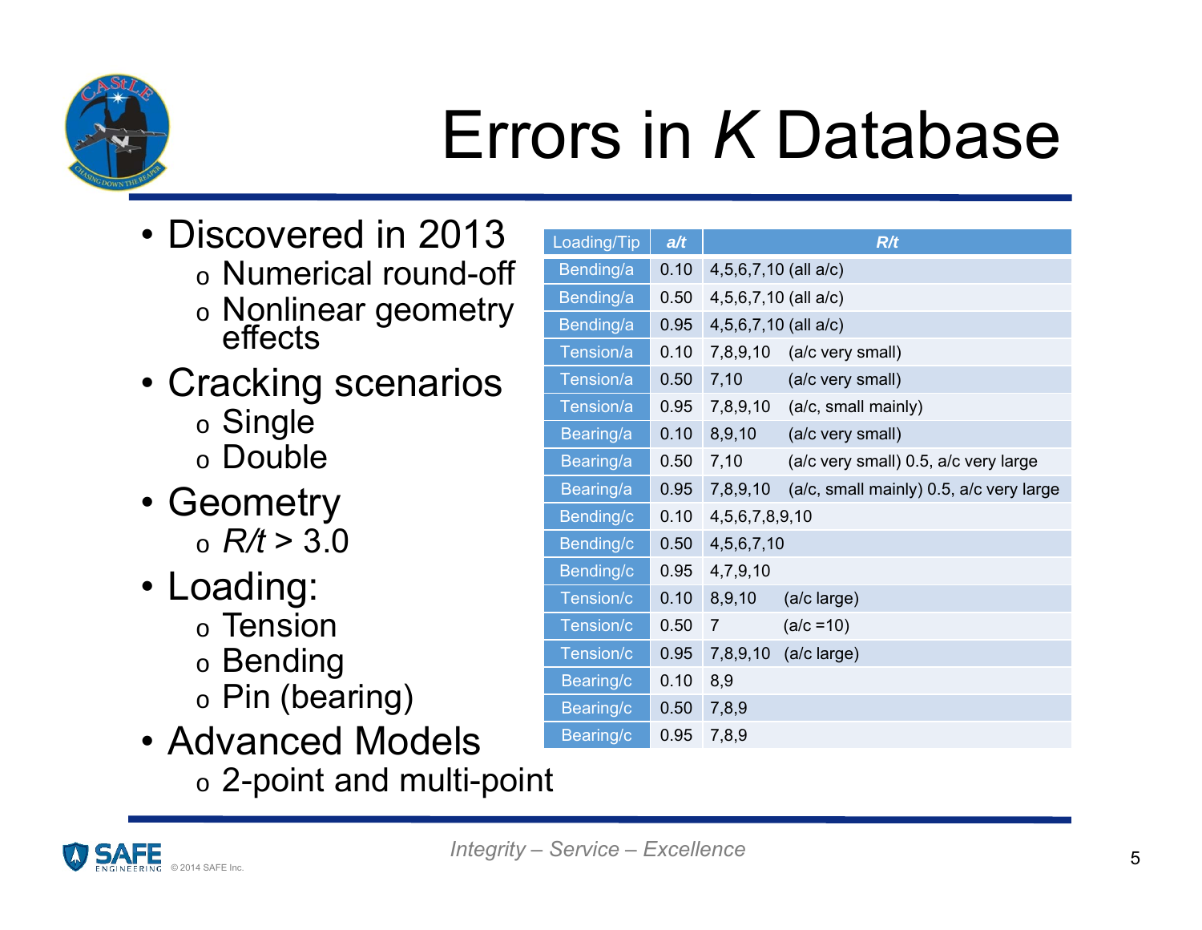# Errors in *K* Database

- Discovered in 2013
  - Numerical round-off
  - Nonlinear geometry effects
- Cracking scenarios
  - Single
  - Double
- Geometry
  - $R/t > 3.0$
- Loading:
  - Tension
  - Bending
  - Pin (bearing)
- Advanced Models
  - 2-point and multi-point

| Loading/Tip | *a/t* | *R/t* |
|---|---|---|
| Bending/a | 0.10 | 4,5,6,7,10 (all a/c) |
| Bending/a | 0.50 | 4,5,6,7,10 (all a/c) |
| Bending/a | 0.95 | 4,5,6,7,10 (all a/c) |
| Tension/a | 0.10 | 7,8,9,10 (a/c very small) |
| Tension/a | 0.50 | 7,10 (a/c very small) |
| Tension/a | 0.95 | 7,8,9,10 (a/c, small mainly) |
| Bearing/a | 0.10 | 8,9,10 (a/c very small) |
| Bearing/a | 0.50 | 7,10 (a/c very small) 0.5, a/c very large |
| Bearing/a | 0.95 | 7,8,9,10 (a/c, small mainly) 0.5, a/c very large |
| Bending/c | 0.10 | 4,5,6,7,8,9,10 |
| Bending/c | 0.50 | 4,5,6,7,10 |
| Bending/c | 0.95 | 4,7,9,10 |
| Tension/c | 0.10 | 8,9,10 (a/c large) |
| Tension/c | 0.50 | 7 (a/c =10) |
| Tension/c | 0.95 | 7,8,9,10 (a/c large) |
| Bearing/c | 0.10 | 8,9 |
| Bearing/c | 0.50 | 7,8,9 |
| Bearing/c | 0.95 | 7,8,9 |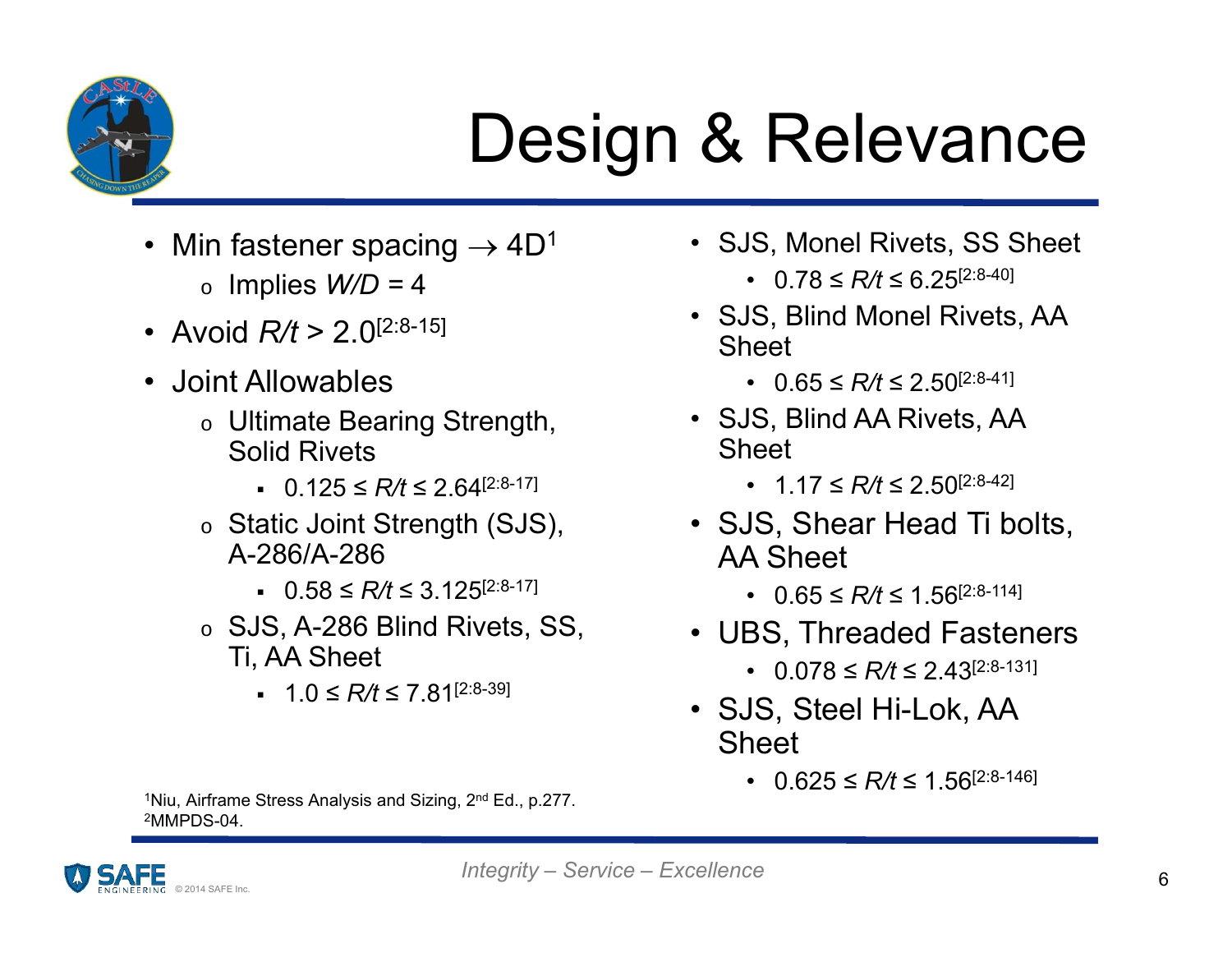# Design & Relevance

- Min fastener spacing $\rightarrow$ 4D[1]
  - Implies $W/D = 4$
- Avoid $R/t > 2.0$[2:8-15]
- Joint Allowables
  - Ultimate Bearing Strength, Solid Rivets
    - $0.125 \leq R/t \leq 2.64$[2:8-17]
  - Static Joint Strength (SJS), A-286/A-286
    - $0.58 \leq R/t \leq 3.125$[2:8-17]
  - SJS, A-286 Blind Rivets, SS, Ti, AA Sheet
    - $1.0 \leq R/t \leq 7.81$[2:8-39]
- SJS, Monel Rivets, SS Sheet
  - $0.78 \leq R/t \leq 6.25$[2:8-40]
- SJS, Blind Monel Rivets, AA Sheet
  - $0.65 \leq R/t \leq 2.50$[2:8-41]
- SJS, Blind AA Rivets, AA Sheet
  - $1.17 \leq R/t \leq 2.50$[2:8-42]
- SJS, Shear Head Ti bolts, AA Sheet
  - $0.65 \leq R/t \leq 1.56$[2:8-114]
- UBS, Threaded Fasteners
  - $0.078 \leq R/t \leq 2.43$[2:8-131]
- SJS, Steel Hi-Lok, AA Sheet
  - $0.625 \leq R/t \leq 1.56$[2:8-146]

[1]Niu, Airframe Stress Analysis and Sizing, 2nd Ed., p.277.
[2]MMPDS-04.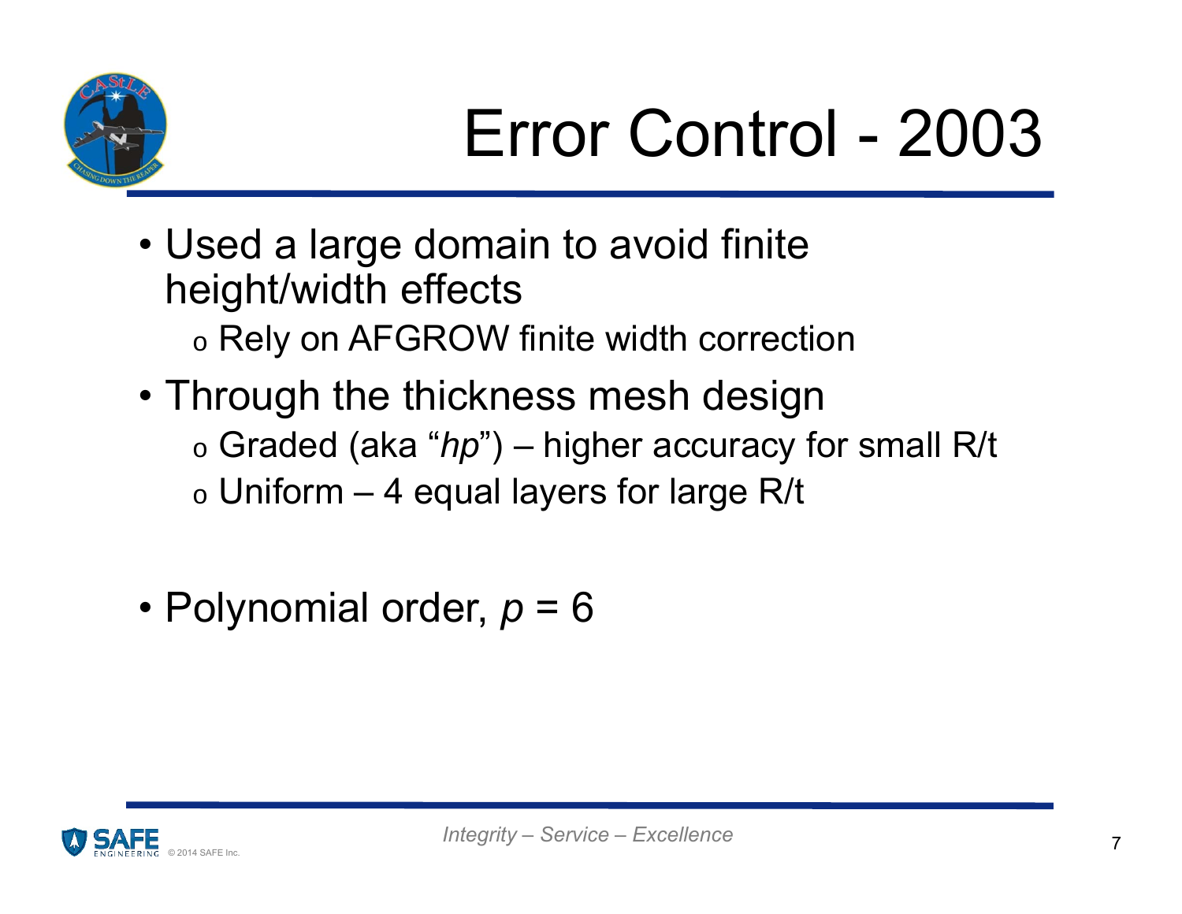# Error Control - 2003

- Used a large domain to avoid finite height/width effects
  - Rely on AFGROW finite width correction
- Through the thickness mesh design
  - Graded (aka "*hp*") – higher accuracy for small R/t
  - Uniform – 4 equal layers for large R/t
- Polynomial order, $p = 6$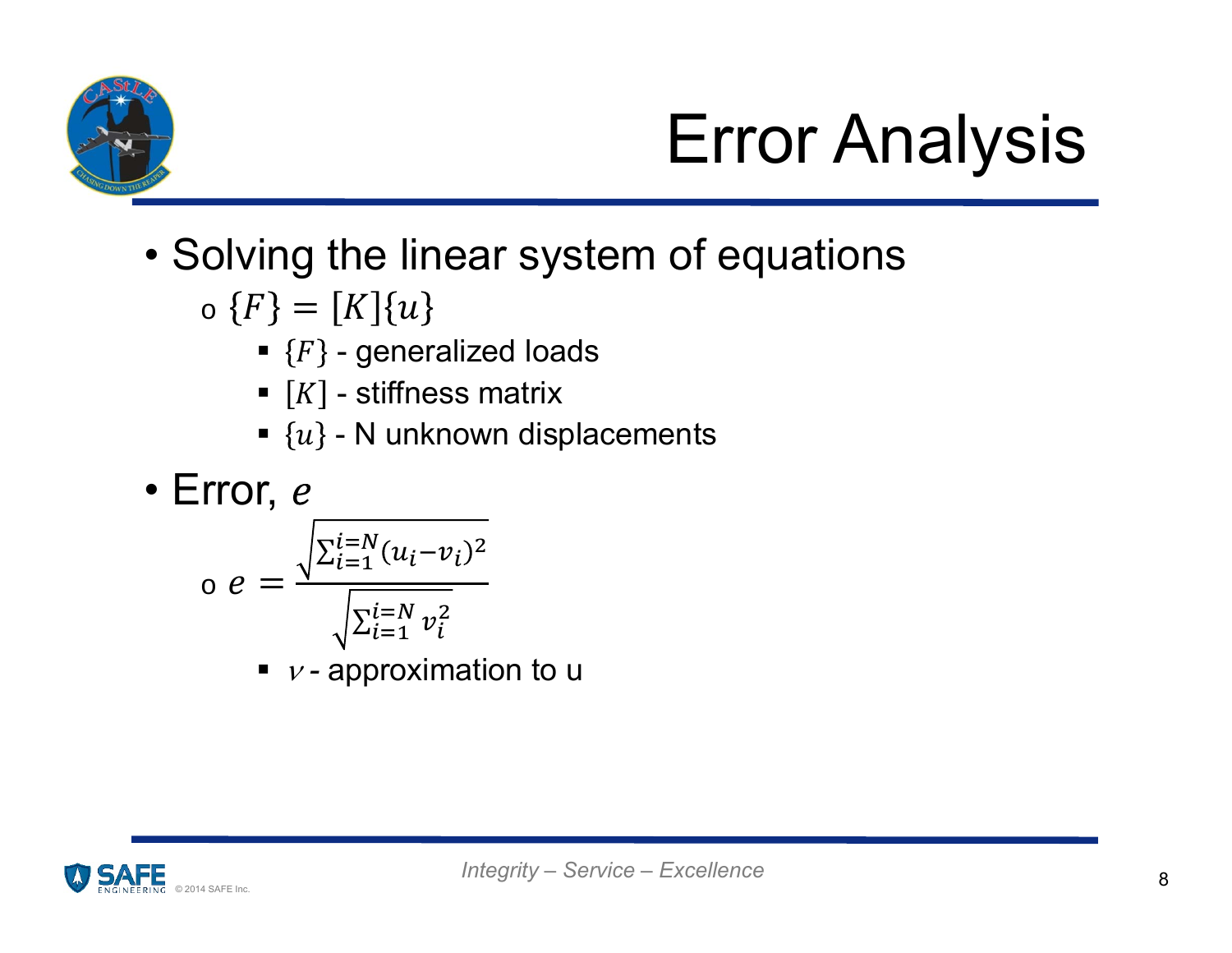# Error Analysis

- Solving the linear system of equations
  - $\{F\} = [K]\{u\}$
    - $\{F\}$ - generalized loads
    - $[K]$ - stiffness matrix
    - $\{u\}$ - N unknown displacements
- Error, $e$
  - $e = \dfrac{\sqrt{\sum_{i=1}^{i=N} (u_i - v_i)^2}}{\sqrt{\sum_{i=1}^{i=N} v_i^2}}$
    - $v$ - approximation to u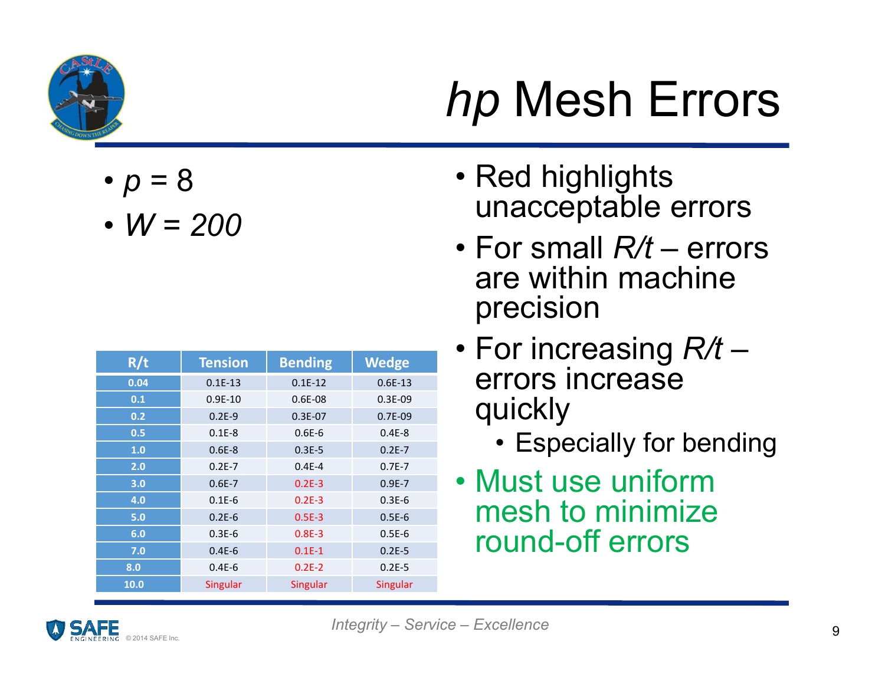# *hp* Mesh Errors

- $p = 8$
- $W = 200$

| R/t | Tension | Bending | Wedge |
|---|---|---|---|
| 0.04 | 0.1E-13 | 0.1E-12 | 0.6E-13 |
| 0.1 | 0.9E-10 | 0.6E-08 | 0.3E-09 |
| 0.2 | 0.2E-9 | 0.3E-07 | 0.7E-09 |
| 0.5 | 0.1E-8 | 0.6E-6 | 0.4E-8 |
| 1.0 | 0.6E-8 | 0.3E-5 | 0.2E-7 |
| 2.0 | 0.2E-7 | 0.4E-4 | 0.7E-7 |
| 3.0 | 0.6E-7 | 0.2E-3 | 0.9E-7 |
| 4.0 | 0.1E-6 | 0.2E-3 | 0.3E-6 |
| 5.0 | 0.2E-6 | 0.5E-3 | 0.5E-6 |
| 6.0 | 0.3E-6 | 0.8E-3 | 0.5E-6 |
| 7.0 | 0.4E-6 | 0.1E-1 | 0.2E-5 |
| 8.0 | 0.4E-6 | 0.2E-2 | 0.2E-5 |
| 10.0 | Singular | Singular | Singular |

- Red highlights unacceptable errors
- For small *R/t* – errors are within machine precision
- For increasing *R/t* – errors increase quickly
  - Especially for bending
- Must use uniform mesh to minimize round-off errors

Integrity – Service – Excellence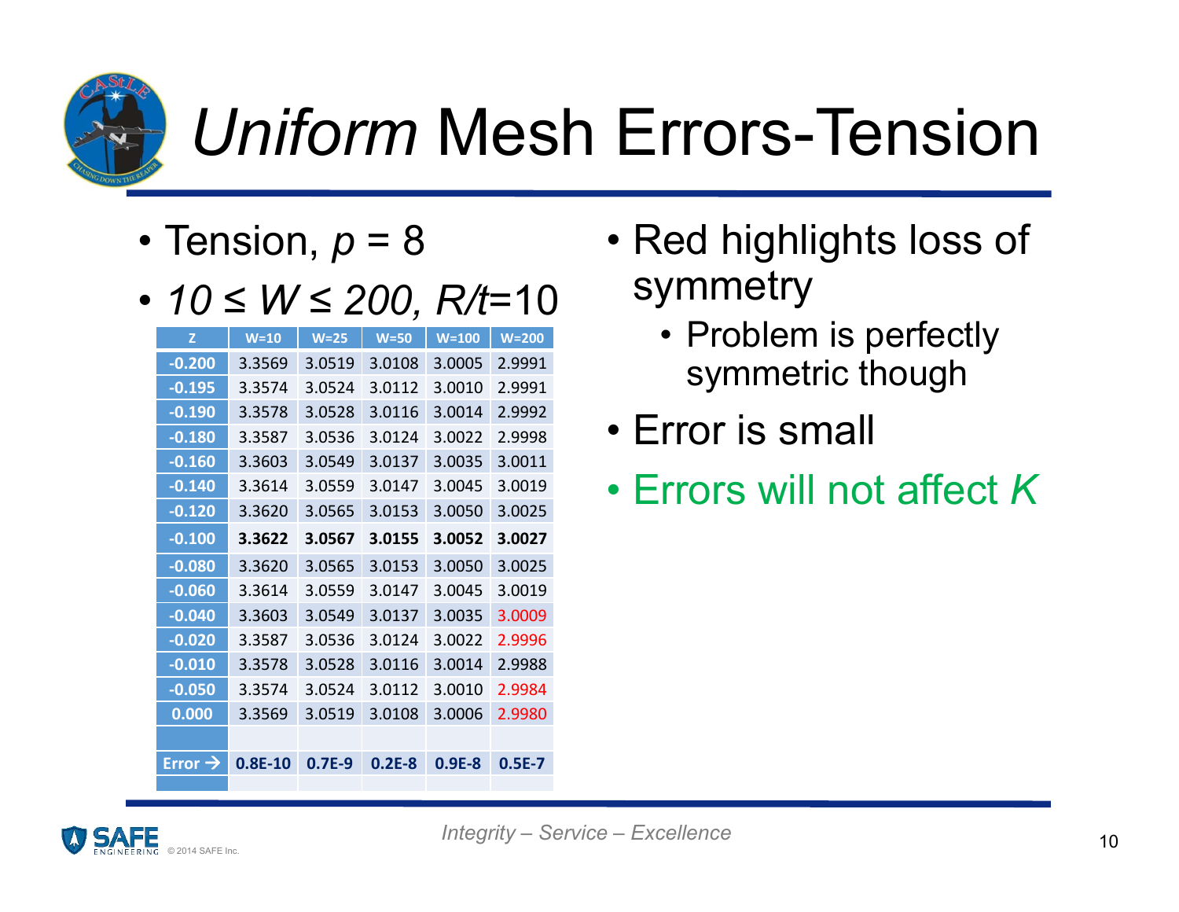# *Uniform* Mesh Errors-Tension

- Tension, $p = 8$
- $10 \le W \le 200$, $R/t = 10$

| Z | W=10 | W=25 | W=50 | W=100 | W=200 |
|---|---|---|---|---|---|
| -0.200 | 3.3569 | 3.0519 | 3.0108 | 3.0005 | 2.9991 |
| -0.195 | 3.3574 | 3.0524 | 3.0112 | 3.0010 | 2.9991 |
| -0.190 | 3.3578 | 3.0528 | 3.0116 | 3.0014 | 2.9992 |
| -0.180 | 3.3587 | 3.0536 | 3.0124 | 3.0022 | 2.9998 |
| -0.160 | 3.3603 | 3.0549 | 3.0137 | 3.0035 | 3.0011 |
| -0.140 | 3.3614 | 3.0559 | 3.0147 | 3.0045 | 3.0019 |
| -0.120 | 3.3620 | 3.0565 | 3.0153 | 3.0050 | 3.0025 |
| -0.100 | **3.3622** | **3.0567** | **3.0155** | **3.0052** | **3.0027** |
| -0.080 | 3.3620 | 3.0565 | 3.0153 | 3.0050 | 3.0025 |
| -0.060 | 3.3614 | 3.0559 | 3.0147 | 3.0045 | 3.0019 |
| -0.040 | 3.3603 | 3.0549 | 3.0137 | 3.0035 | 3.0009 |
| -0.020 | 3.3587 | 3.0536 | 3.0124 | 3.0022 | 2.9996 |
| -0.010 | 3.3578 | 3.0528 | 3.0116 | 3.0014 | 2.9988 |
| -0.050 | 3.3574 | 3.0524 | 3.0112 | 3.0010 | 2.9984 |
| 0.000 | 3.3569 | 3.0519 | 3.0108 | 3.0006 | 2.9980 |
| | | | | | |
| Error → | 0.8E-10 | 0.7E-9 | 0.2E-8 | 0.9E-8 | 0.5E-7 |

- Red highlights loss of symmetry
  - Problem is perfectly symmetric though
- Error is small
- Errors will not affect *K*

© 2014 SAFE Inc.

*Integrity – Service – Excellence*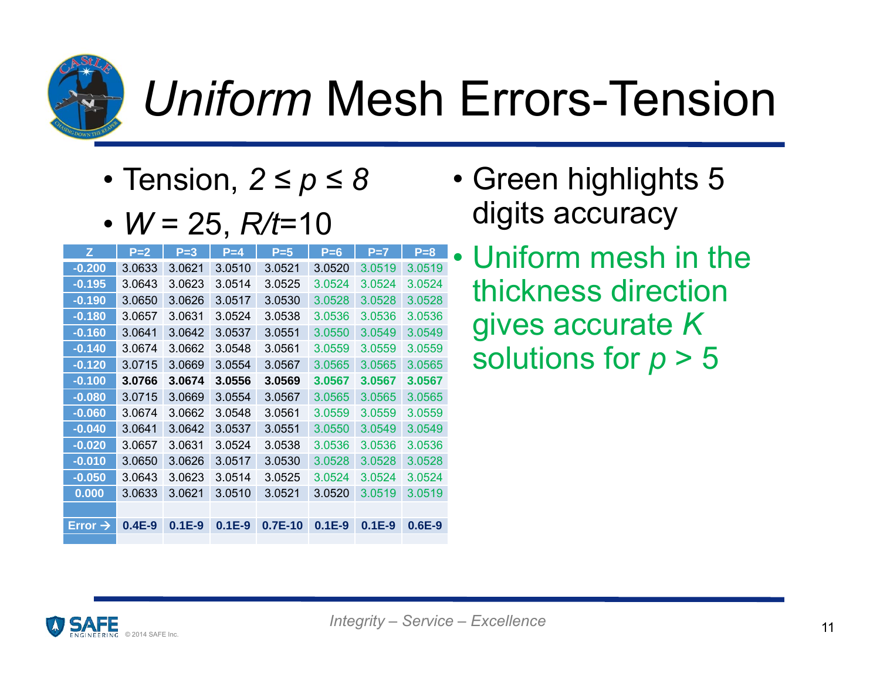# *Uniform* Mesh Errors-Tension

- Tension, $2 \leq p \leq 8$
- $W = 25$, $R/t = 10$

| Z | P=2 | P=3 | P=4 | P=5 | P=6 | P=7 | P=8 |
|---|---|---|---|---|---|---|---|
| -0.200 | 3.0633 | 3.0621 | 3.0510 | 3.0521 | 3.0520 | 3.0519 | 3.0519 |
| -0.195 | 3.0643 | 3.0623 | 3.0514 | 3.0525 | 3.0524 | 3.0524 | 3.0524 |
| -0.190 | 3.0650 | 3.0626 | 3.0517 | 3.0530 | 3.0528 | 3.0528 | 3.0528 |
| -0.180 | 3.0657 | 3.0631 | 3.0524 | 3.0538 | 3.0536 | 3.0536 | 3.0536 |
| -0.160 | 3.0641 | 3.0642 | 3.0537 | 3.0551 | 3.0550 | 3.0549 | 3.0549 |
| -0.140 | 3.0674 | 3.0662 | 3.0548 | 3.0561 | 3.0559 | 3.0559 | 3.0559 |
| -0.120 | 3.0715 | 3.0669 | 3.0554 | 3.0567 | 3.0565 | 3.0565 | 3.0565 |
| **-0.100** | **3.0766** | **3.0674** | **3.0556** | **3.0569** | **3.0567** | **3.0567** | **3.0567** |
| -0.080 | 3.0715 | 3.0669 | 3.0554 | 3.0567 | 3.0565 | 3.0565 | 3.0565 |
| -0.060 | 3.0674 | 3.0662 | 3.0548 | 3.0561 | 3.0559 | 3.0559 | 3.0559 |
| -0.040 | 3.0641 | 3.0642 | 3.0537 | 3.0551 | 3.0550 | 3.0549 | 3.0549 |
| -0.020 | 3.0657 | 3.0631 | 3.0524 | 3.0538 | 3.0536 | 3.0536 | 3.0536 |
| -0.010 | 3.0650 | 3.0626 | 3.0517 | 3.0530 | 3.0528 | 3.0528 | 3.0528 |
| -0.050 | 3.0643 | 3.0623 | 3.0514 | 3.0525 | 3.0524 | 3.0524 | 3.0524 |
| 0.000 | 3.0633 | 3.0621 | 3.0510 | 3.0521 | 3.0520 | 3.0519 | 3.0519 |
| | | | | | | | |
| Error → | 0.4E-9 | 0.1E-9 | 0.1E-9 | 0.7E-10 | 0.1E-9 | 0.1E-9 | 0.6E-9 |

- Green highlights 5 digits accuracy
- Uniform mesh in the thickness direction gives accurate $K$ solutions for $p > 5$

*Integrity – Service – Excellence*

© 2014 SAFE Inc.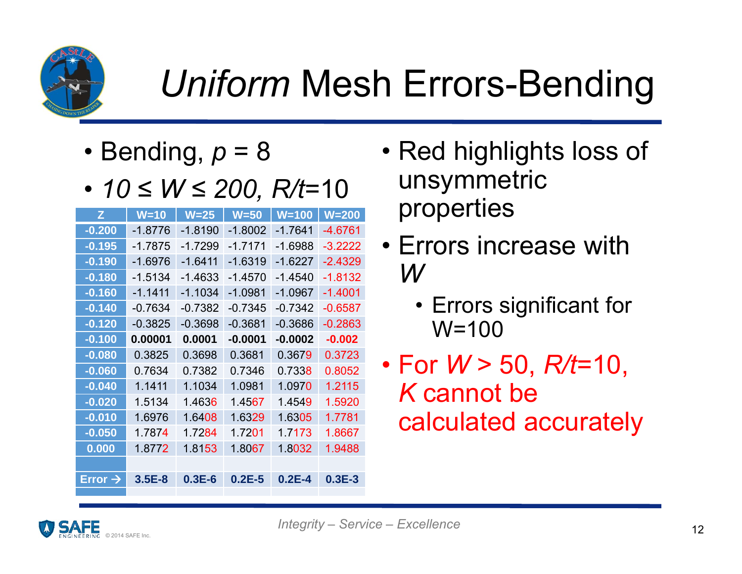# *Uniform* Mesh Errors-Bending

- Bending, $p$ = 8
- *10 ≤ W ≤ 200, R/t*=10

| Z | W=10 | W=25 | W=50 | W=100 | W=200 |
|---|---|---|---|---|---|
| -0.200 | -1.8776 | -1.8190 | -1.8002 | -1.7641 | -4.6761 |
| -0.195 | -1.7875 | -1.7299 | -1.7171 | -1.6988 | -3.2222 |
| -0.190 | -1.6976 | -1.6411 | -1.6319 | -1.6227 | -2.4329 |
| -0.180 | -1.5134 | -1.4633 | -1.4570 | -1.4540 | -1.8132 |
| -0.160 | -1.1411 | -1.1034 | -1.0981 | -1.0967 | -1.4001 |
| -0.140 | -0.7634 | -0.7382 | -0.7345 | -0.7342 | -0.6587 |
| -0.120 | -0.3825 | -0.3698 | -0.3681 | -0.3686 | -0.2863 |
| -0.100 | **0.00001** | **0.0001** | **-0.0001** | **-0.0002** | **-0.002** |
| -0.080 | 0.3825 | 0.3698 | 0.3681 | 0.3679 | 0.3723 |
| -0.060 | 0.7634 | 0.7382 | 0.7346 | 0.7338 | 0.8052 |
| -0.040 | 1.1411 | 1.1034 | 1.0981 | 1.0970 | 1.2115 |
| -0.020 | 1.5134 | 1.4636 | 1.4567 | 1.4549 | 1.5920 |
| -0.010 | 1.6976 | 1.6408 | 1.6329 | 1.6305 | 1.7781 |
| -0.050 | 1.7874 | 1.7284 | 1.7201 | 1.7173 | 1.8667 |
| 0.000 | 1.8772 | 1.8153 | 1.8067 | 1.8032 | 1.9488 |
| | | | | | |
| Error → | **3.5E-8** | **0.3E-6** | **0.2E-5** | **0.2E-4** | **0.3E-3** |

- Red highlights loss of unsymmetric properties
- Errors increase with *W*
  - Errors significant for W=100
- For *W* > 50, *R/t*=10, *K* cannot be calculated accurately

Integrity – Service – Excellence

© 2014 SAFE Inc.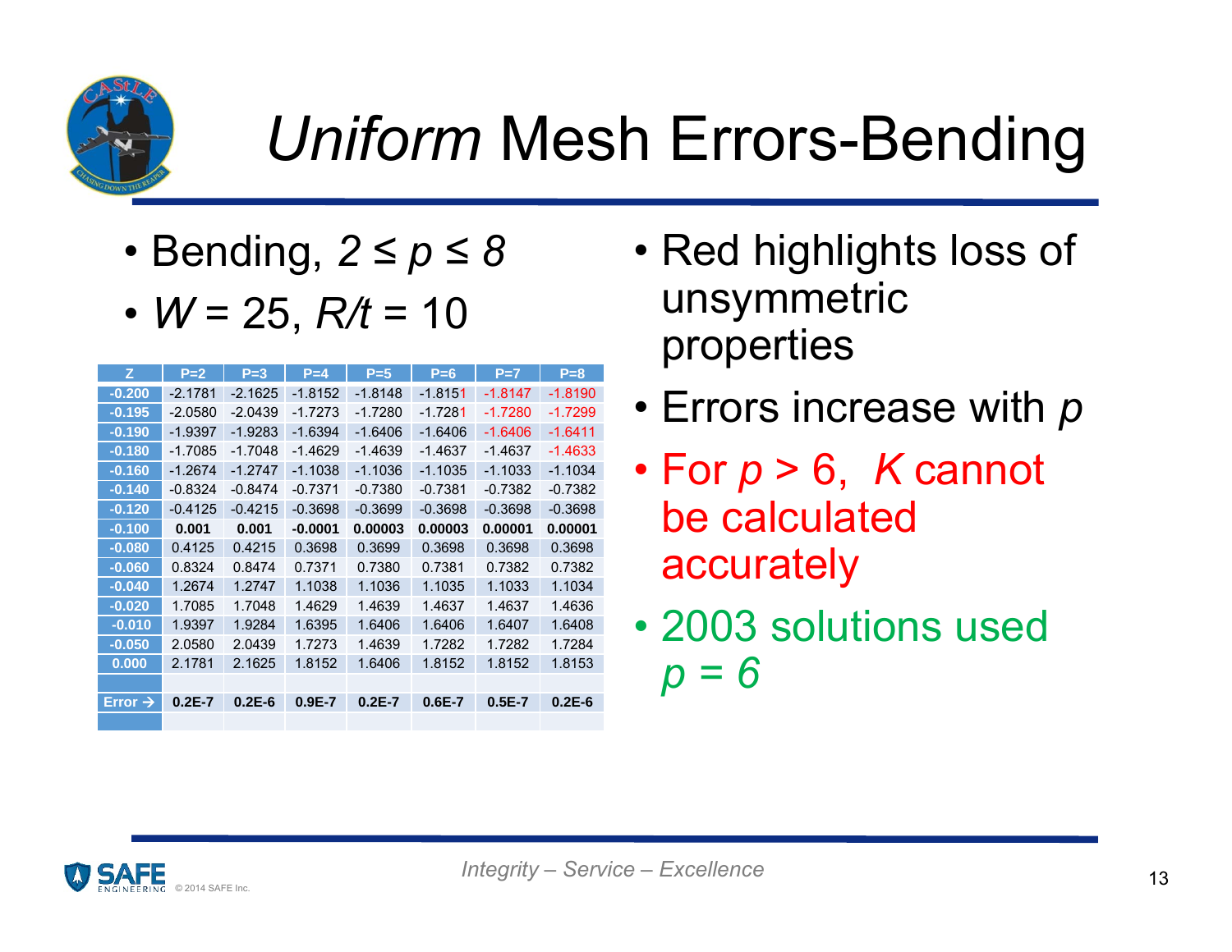# *Uniform* Mesh Errors-Bending

- Bending, $2 \leq p \leq 8$
- $W = 25$, $R/t = 10$

| Z | P=2 | P=3 | P=4 | P=5 | P=6 | P=7 | P=8 |
|---|---|---|---|---|---|---|---|
| -0.200 | -2.1781 | -2.1625 | -1.8152 | -1.8148 | -1.8151 | -1.8147 | -1.8190 |
| -0.195 | -2.0580 | -2.0439 | -1.7273 | -1.7280 | -1.7281 | -1.7280 | -1.7299 |
| -0.190 | -1.9397 | -1.9283 | -1.6394 | -1.6406 | -1.6406 | -1.6406 | -1.6411 |
| -0.180 | -1.7085 | -1.7048 | -1.4629 | -1.4639 | -1.4637 | -1.4637 | -1.4633 |
| -0.160 | -1.2674 | -1.2747 | -1.1038 | -1.1036 | -1.1035 | -1.1033 | -1.1034 |
| -0.140 | -0.8324 | -0.8474 | -0.7371 | -0.7380 | -0.7381 | -0.7382 | -0.7382 |
| -0.120 | -0.4125 | -0.4215 | -0.3698 | -0.3699 | -0.3698 | -0.3698 | -0.3698 |
| -0.100 | **0.001** | **0.001** | **-0.0001** | **0.00003** | **0.00003** | **0.00001** | **0.00001** |
| -0.080 | 0.4125 | 0.4215 | 0.3698 | 0.3699 | 0.3698 | 0.3698 | 0.3698 |
| -0.060 | 0.8324 | 0.8474 | 0.7371 | 0.7380 | 0.7381 | 0.7382 | 0.7382 |
| -0.040 | 1.2674 | 1.2747 | 1.1038 | 1.1036 | 1.1035 | 1.1033 | 1.1034 |
| -0.020 | 1.7085 | 1.7048 | 1.4629 | 1.4639 | 1.4637 | 1.4637 | 1.4636 |
| -0.010 | 1.9397 | 1.9284 | 1.6395 | 1.6406 | 1.6406 | 1.6407 | 1.6408 |
| -0.050 | 2.0580 | 2.0439 | 1.7273 | 1.4639 | 1.7282 | 1.7282 | 1.7284 |
| 0.000 | 2.1781 | 2.1625 | 1.8152 | 1.6406 | 1.8152 | 1.8152 | 1.8153 |
| | | | | | | | |
| Error → | **0.2E-7** | **0.2E-6** | **0.9E-7** | **0.2E-7** | **0.6E-7** | **0.5E-7** | **0.2E-6** |

- Red highlights loss of unsymmetric properties
- Errors increase with $p$
- For $p > 6$, $K$ cannot be calculated accurately
- 2003 solutions used $p = 6$

Integrity – Service – Excellence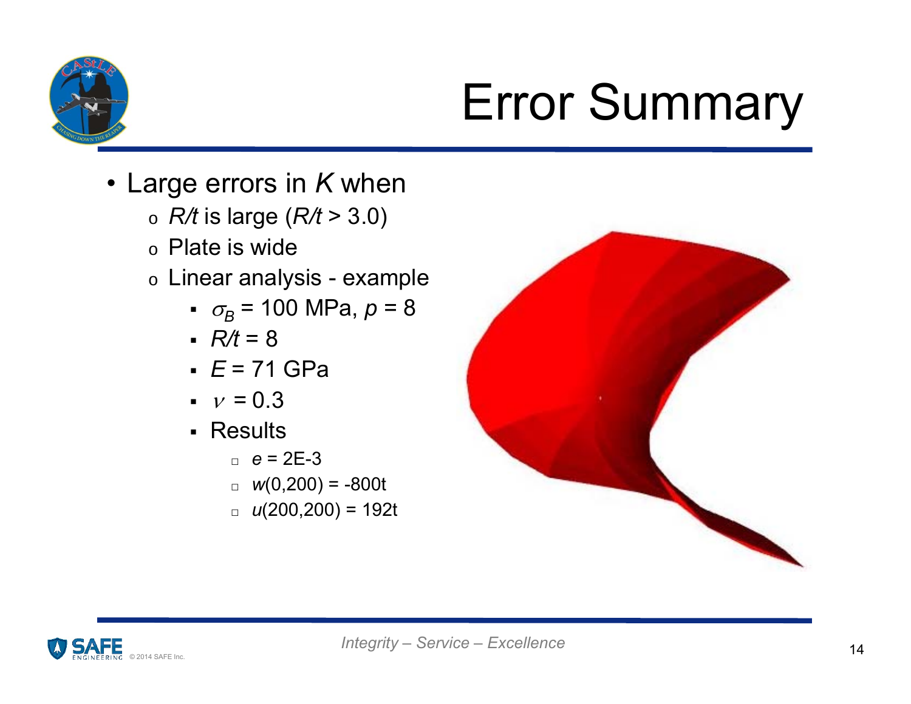# Error Summary

- Large errors in $K$ when
  - $R/t$ is large ($R/t > 3.0$)
  - Plate is wide
  - Linear analysis - example
    - $\sigma_B = 100$ MPa, $p = 8$
    - $R/t = 8$
    - $E = 71$ GPa
    - $\nu = 0.3$
    - Results
      - $e = 2E\text{-}3$
      - $w(0,200) = -800t$
      - $u(200,200) = 192t$

© 2014 SAFE Inc.

*Integrity – Service – Excellence*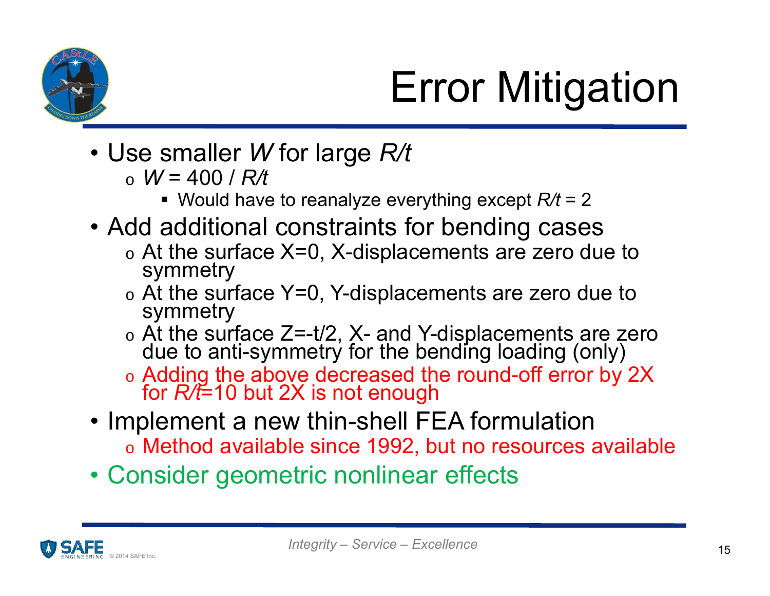# Error Mitigation

- Use smaller $W$ for large $R/t$
  - $W = 400 / R/t$
    - Would have to reanalyze everything except $R/t = 2$
- Add additional constraints for bending cases
  - At the surface X=0, X-displacements are zero due to symmetry
  - At the surface Y=0, Y-displacements are zero due to symmetry
  - At the surface Z=-t/2, X- and Y-displacements are zero due to anti-symmetry for the bending loading (only)
  - Adding the above decreased the round-off error by 2X for $R/t$=10 but 2X is not enough
- Implement a new thin-shell FEA formulation
  - Method available since 1992, but no resources available
- Consider geometric nonlinear effects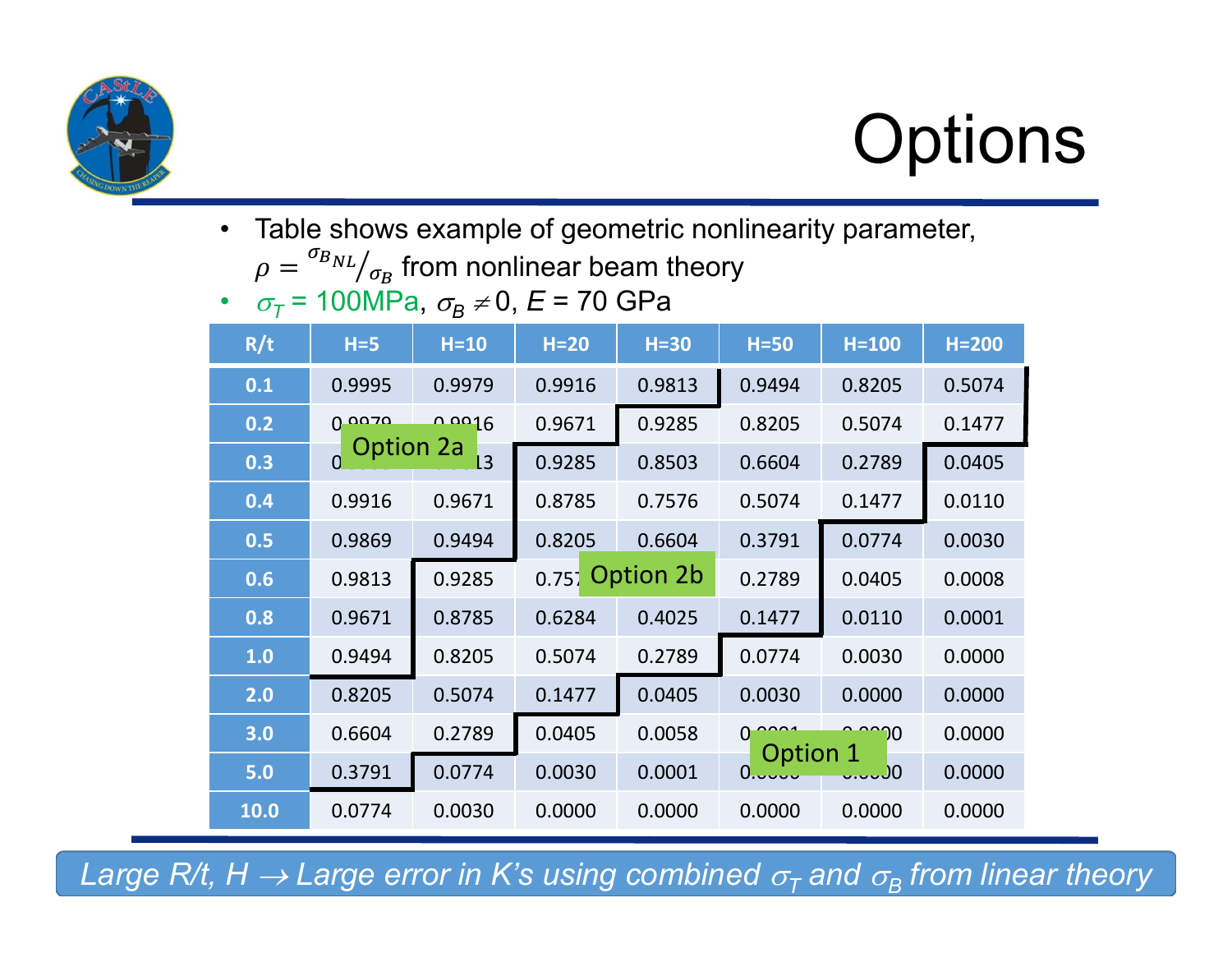# Options

- Table shows example of geometric nonlinearity parameter, $\rho = {}^{\sigma_{B_{NL}}}/_{\sigma_B}$ from nonlinear beam theory
- $\sigma_T$ = 100MPa, $\sigma_B \neq 0$, $E$ = 70 GPa

| R/t | H=5 | H=10 | H=20 | H=30 | H=50 | H=100 | H=200 |
|---|---|---|---|---|---|---|---|
| 0.1 | 0.9995 | 0.9979 | 0.9916 | 0.9813 | 0.9494 | 0.8205 | 0.5074 |
| 0.2 | 0.9979 | 0.9916 | 0.9671 | 0.9285 | 0.8205 | 0.5074 | 0.1477 |
| 0.3 | 0 | 13 | 0.9285 | 0.8503 | 0.6604 | 0.2789 | 0.0405 |
| 0.4 | 0.9916 | 0.9671 | 0.8785 | 0.7576 | 0.5074 | 0.1477 | 0.0110 |
| 0.5 | 0.9869 | 0.9494 | 0.8205 | 0.6604 | 0.3791 | 0.0774 | 0.0030 |
| 0.6 | 0.9813 | 0.9285 | 0.757 | | 0.2789 | 0.0405 | 0.0008 |
| 0.8 | 0.9671 | 0.8785 | 0.6284 | 0.4025 | 0.1477 | 0.0110 | 0.0001 |
| 1.0 | 0.9494 | 0.8205 | 0.5074 | 0.2789 | 0.0774 | 0.0030 | 0.0000 |
| 2.0 | 0.8205 | 0.5074 | 0.1477 | 0.0405 | 0.0030 | 0.0000 | 0.0000 |
| 3.0 | 0.6604 | 0.2789 | 0.0405 | 0.0058 | 0.0001 | 0.0000 | 0.0000 |
| 5.0 | 0.3791 | 0.0774 | 0.0030 | 0.0001 | 0.0000 | 0.0000 | 0.0000 |
| 10.0 | 0.0774 | 0.0030 | 0.0000 | 0.0000 | 0.0000 | 0.0000 | 0.0000 |

Option 2a — Option 2b — Option 1

*Large R/t, H → Large error in K's using combined $\sigma_T$ and $\sigma_B$ from linear theory*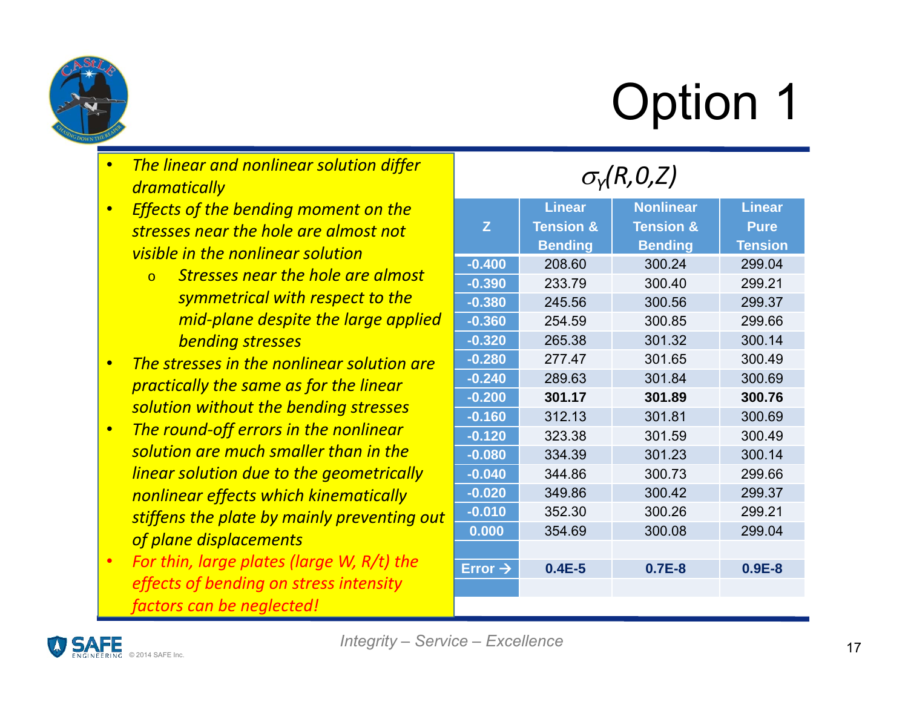# Option 1

- *The linear and nonlinear solution differ dramatically*
- *Effects of the bending moment on the stresses near the hole are almost not visible in the nonlinear solution*
  - *Stresses near the hole are almost symmetrical with respect to the mid-plane despite the large applied bending stresses*
- *The stresses in the nonlinear solution are practically the same as for the linear solution without the bending stresses*
- *The round-off errors in the nonlinear solution are much smaller than in the linear solution due to the geometrically nonlinear effects which kinematically stiffens the plate by mainly preventing out of plane displacements*
- *For thin, large plates (large W, R/t) the effects of bending on stress intensity factors can be neglected!*

$\sigma_Y(R,0,Z)$

| Z | Linear Tension & Bending | Nonlinear Tension & Bending | Linear Pure Tension |
|---|---|---|---|
| -0.400 | 208.60 | 300.24 | 299.04 |
| -0.390 | 233.79 | 300.40 | 299.21 |
| -0.380 | 245.56 | 300.56 | 299.37 |
| -0.360 | 254.59 | 300.85 | 299.66 |
| -0.320 | 265.38 | 301.32 | 300.14 |
| -0.280 | 277.47 | 301.65 | 300.49 |
| -0.240 | 289.63 | 301.84 | 300.69 |
| **-0.200** | **301.17** | **301.89** | **300.76** |
| -0.160 | 312.13 | 301.81 | 300.69 |
| -0.120 | 323.38 | 301.59 | 300.49 |
| -0.080 | 334.39 | 301.23 | 300.14 |
| -0.040 | 344.86 | 300.73 | 299.66 |
| -0.020 | 349.86 | 300.42 | 299.37 |
| -0.010 | 352.30 | 300.26 | 299.21 |
| 0.000 | 354.69 | 300.08 | 299.04 |
| | | | |
| **Error →** | **0.4E-5** | **0.7E-8** | **0.9E-8** |

*Integrity – Service – Excellence*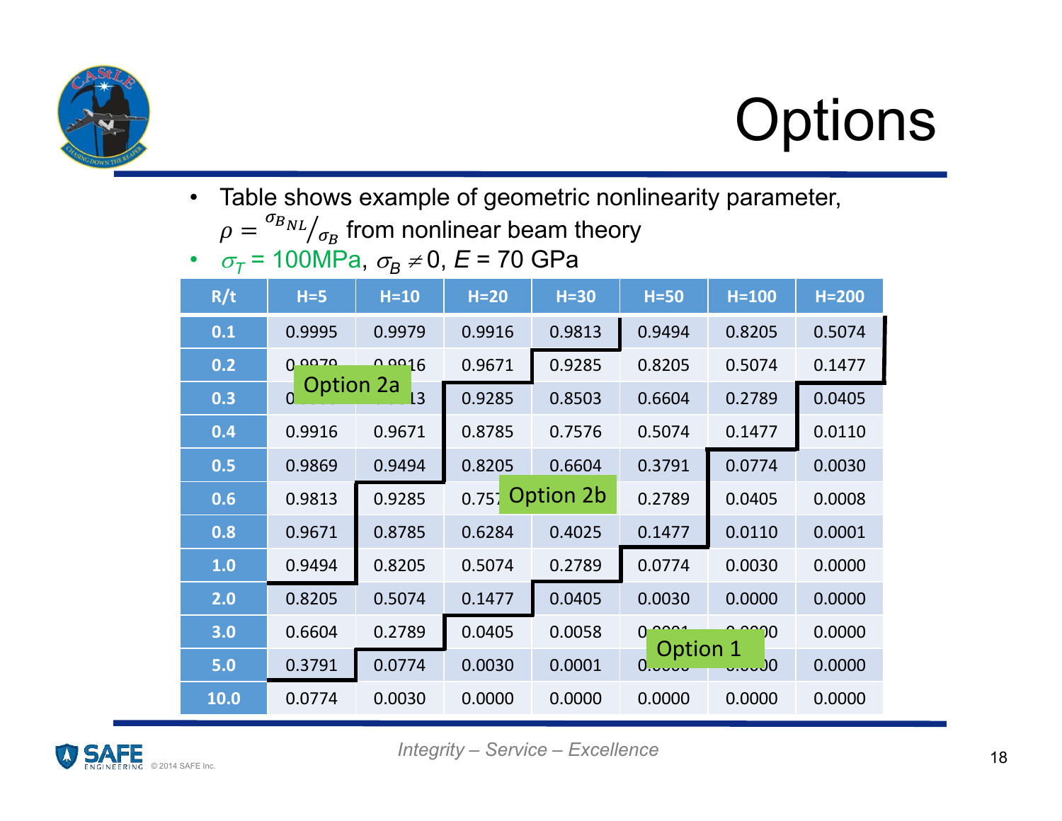# Options

- Table shows example of geometric nonlinearity parameter, $\rho = {}^{\sigma_{B_{NL}}}/_{\sigma_B}$ from nonlinear beam theory
- $\sigma_T$ = 100MPa, $\sigma_B \neq 0$, $E$ = 70 GPa

| R/t | H=5 | H=10 | H=20 | H=30 | H=50 | H=100 | H=200 |
|---|---|---|---|---|---|---|---|
| 0.1 | 0.9995 | 0.9979 | 0.9916 | 0.9813 | 0.9494 | 0.8205 | 0.5074 |
| 0.2 | 0.9979 | 0.9916 | 0.9671 | 0.9285 | 0.8205 | 0.5074 | 0.1477 |
| 0.3 | 0 | 0.9813 | 0.9285 | 0.8503 | 0.6604 | 0.2789 | 0.0405 |
| 0.4 | 0.9916 | 0.9671 | 0.8785 | 0.7576 | 0.5074 | 0.1477 | 0.0110 |
| 0.5 | 0.9869 | 0.9494 | 0.8205 | 0.6604 | 0.3791 | 0.0774 | 0.0030 |
| 0.6 | 0.9813 | 0.9285 | 0.757 | | 0.2789 | 0.0405 | 0.0008 |
| 0.8 | 0.9671 | 0.8785 | 0.6284 | 0.4025 | 0.1477 | 0.0110 | 0.0001 |
| 1.0 | 0.9494 | 0.8205 | 0.5074 | 0.2789 | 0.0774 | 0.0030 | 0.0000 |
| 2.0 | 0.8205 | 0.5074 | 0.1477 | 0.0405 | 0.0030 | 0.0000 | 0.0000 |
| 3.0 | 0.6604 | 0.2789 | 0.0405 | 0.0058 | 0.0001 | 0.0000 | 0.0000 |
| 5.0 | 0.3791 | 0.0774 | 0.0030 | 0.0001 | 0.0000 | 0.0000 | 0.0000 |
| 10.0 | 0.0774 | 0.0030 | 0.0000 | 0.0000 | 0.0000 | 0.0000 | 0.0000 |

Option 2a

Option 2b

Option 1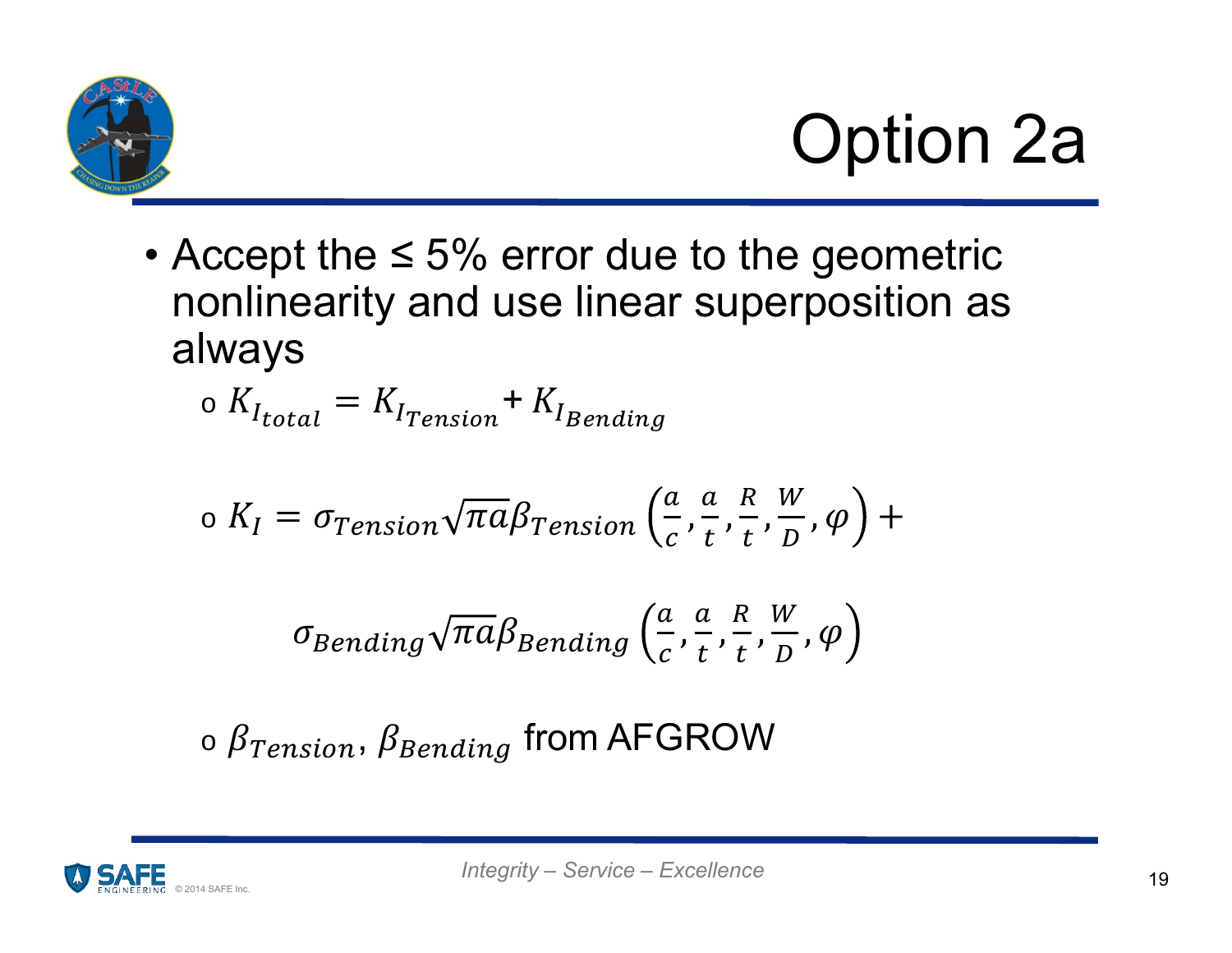# Option 2a

- Accept the ≤ 5% error due to the geometric nonlinearity and use linear superposition as always
  - $K_{I_{total}} = K_{I_{Tension}} + K_{I_{Bending}}$
  - $K_I = \sigma_{Tension}\sqrt{\pi a}\beta_{Tension}\left(\frac{a}{c}, \frac{a}{t}, \frac{R}{t}, \frac{W}{D}, \varphi\right) +$

    $\sigma_{Bending}\sqrt{\pi a}\beta_{Bending}\left(\frac{a}{c}, \frac{a}{t}, \frac{R}{t}, \frac{W}{D}, \varphi\right)$
  - $\beta_{Tension}$, $\beta_{Bending}$ from AFGROW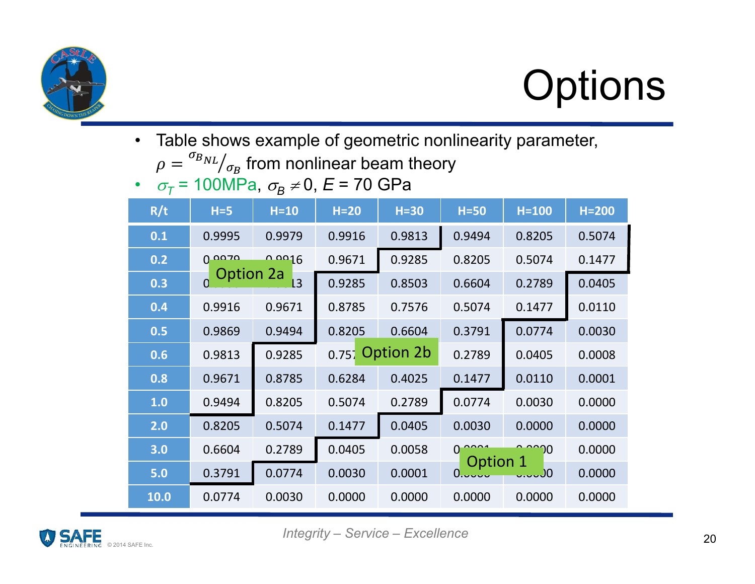# Options

- Table shows example of geometric nonlinearity parameter, $\rho = {}^{\sigma_{B_{NL}}}/_{\sigma_B}$ from nonlinear beam theory
- $\sigma_T$ = 100MPa, $\sigma_B \neq 0$, $E$ = 70 GPa

| R/t | H=5 | H=10 | H=20 | H=30 | H=50 | H=100 | H=200 |
|---|---|---|---|---|---|---|---|
| 0.1 | 0.9995 | 0.9979 | 0.9916 | 0.9813 | 0.9494 | 0.8205 | 0.5074 |
| 0.2 | 0.9979 | 0.9916 | 0.9671 | 0.9285 | 0.8205 | 0.5074 | 0.1477 |
| 0.3 | 0. | 0.9813 | 0.9285 | 0.8503 | 0.6604 | 0.2789 | 0.0405 |
| 0.4 | 0.9916 | 0.9671 | 0.8785 | 0.7576 | 0.5074 | 0.1477 | 0.0110 |
| 0.5 | 0.9869 | 0.9494 | 0.8205 | 0.6604 | 0.3791 | 0.0774 | 0.0030 |
| 0.6 | 0.9813 | 0.9285 | 0.7576 | | 0.2789 | 0.0405 | 0.0008 |
| 0.8 | 0.9671 | 0.8785 | 0.6284 | 0.4025 | 0.1477 | 0.0110 | 0.0001 |
| 1.0 | 0.9494 | 0.8205 | 0.5074 | 0.2789 | 0.0774 | 0.0030 | 0.0000 |
| 2.0 | 0.8205 | 0.5074 | 0.1477 | 0.0405 | 0.0030 | 0.0000 | 0.0000 |
| 3.0 | 0.6604 | 0.2789 | 0.0405 | 0.0058 | 0.0001 | 0.0000 | 0.0000 |
| 5.0 | 0.3791 | 0.0774 | 0.0030 | 0.0001 | 0.0000 | 0.0000 | 0.0000 |
| 10.0 | 0.0774 | 0.0030 | 0.0000 | 0.0000 | 0.0000 | 0.0000 | 0.0000 |

Option 2a

Option 2b

Option 1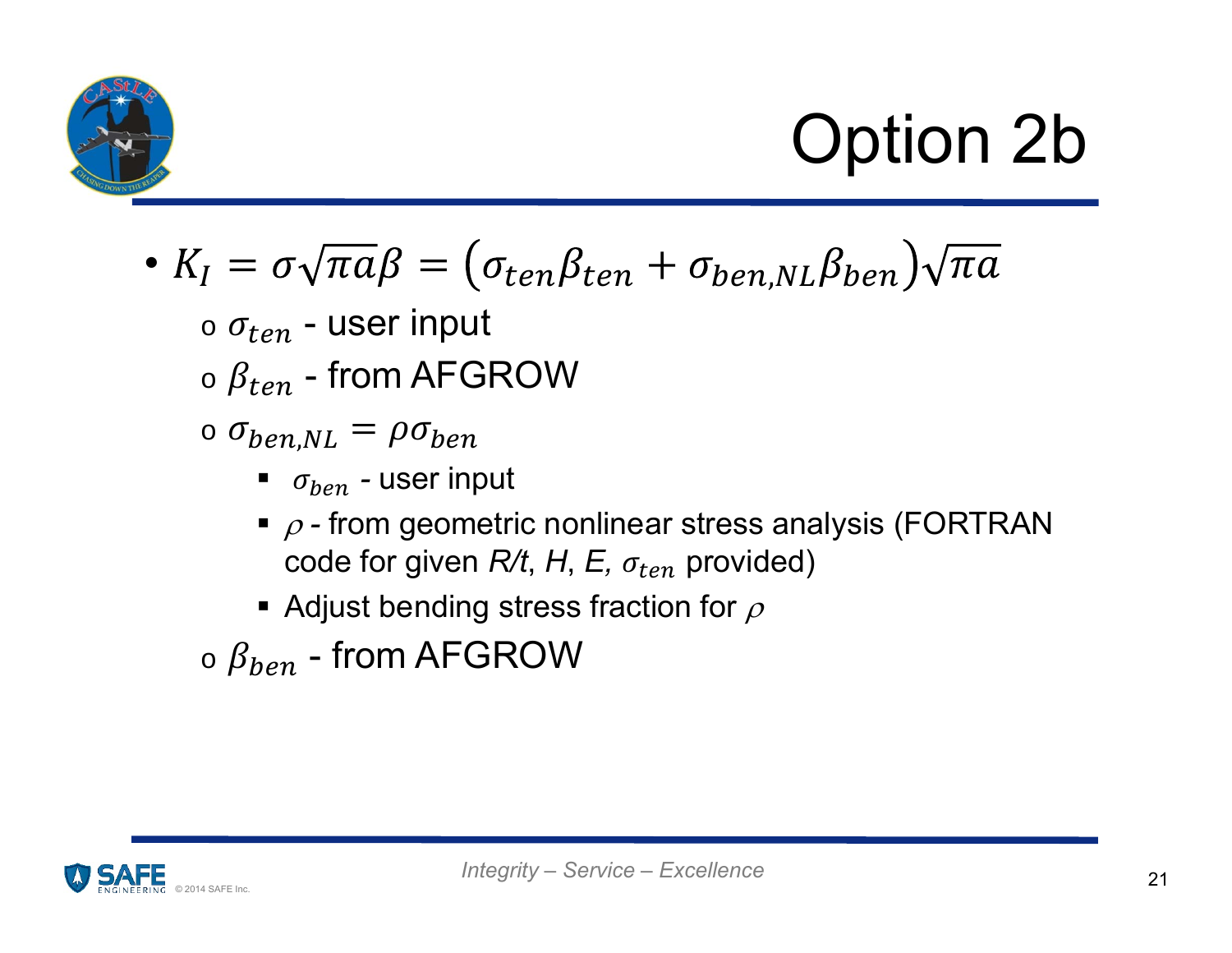# Option 2b

- $K_I = \sigma\sqrt{\pi a}\beta = \left(\sigma_{ten}\beta_{ten} + \sigma_{ben,NL}\beta_{ben}\right)\sqrt{\pi a}$
  - $\sigma_{ten}$ - user input
  - $\beta_{ten}$ - from AFGROW
  - $\sigma_{ben,NL} = \rho\sigma_{ben}$
    - $\sigma_{ben}$ - user input
    - $\rho$ - from geometric nonlinear stress analysis (FORTRAN code for given *R/t*, *H*, *E*, $\sigma_{ten}$ provided)
    - Adjust bending stress fraction for $\rho$
  - $\beta_{ben}$ - from AFGROW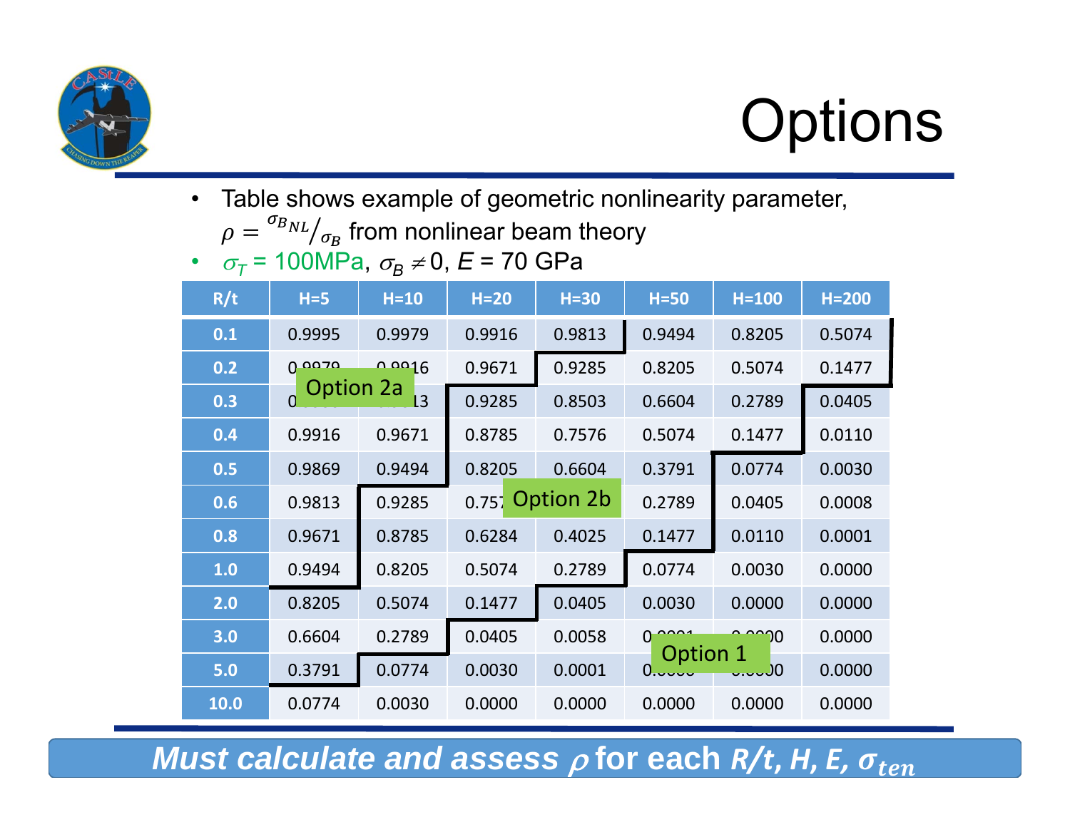# Options

- Table shows example of geometric nonlinearity parameter, $\rho = {}^{\sigma_{B_{NL}}}/_{\sigma_B}$ from nonlinear beam theory
- $\sigma_T$ = 100MPa, $\sigma_B \neq 0$, $E$ = 70 GPa

| R/t | H=5 | H=10 | H=20 | H=30 | H=50 | H=100 | H=200 |
|---|---|---|---|---|---|---|---|
| 0.1 | 0.9995 | 0.9979 | 0.9916 | 0.9813 | 0.9494 | 0.8205 | 0.5074 |
| 0.2 | 0.9979 | 0.9916 | 0.9671 | 0.9285 | 0.8205 | 0.5074 | 0.1477 |
| 0.3 | 0 | 0.9813 | 0.9285 | 0.8503 | 0.6604 | 0.2789 | 0.0405 |
| 0.4 | 0.9916 | 0.9671 | 0.8785 | 0.7576 | 0.5074 | 0.1477 | 0.0110 |
| 0.5 | 0.9869 | 0.9494 | 0.8205 | 0.6604 | 0.3791 | 0.0774 | 0.0030 |
| 0.6 | 0.9813 | 0.9285 | 0.7576 | | 0.2789 | 0.0405 | 0.0008 |
| 0.8 | 0.9671 | 0.8785 | 0.6284 | 0.4025 | 0.1477 | 0.0110 | 0.0001 |
| 1.0 | 0.9494 | 0.8205 | 0.5074 | 0.2789 | 0.0774 | 0.0030 | 0.0000 |
| 2.0 | 0.8205 | 0.5074 | 0.1477 | 0.0405 | 0.0030 | 0.0000 | 0.0000 |
| 3.0 | 0.6604 | 0.2789 | 0.0405 | 0.0058 | 0.0001 | 0.0000 | 0.0000 |
| 5.0 | 0.3791 | 0.0774 | 0.0030 | 0.0001 | 0.0000 | 0.0000 | 0.0000 |
| 10.0 | 0.0774 | 0.0030 | 0.0000 | 0.0000 | 0.0000 | 0.0000 | 0.0000 |

Option 2a

Option 2b

Option 1

***Must calculate and assess $\rho$ for each R/t, H, E, $\sigma_{ten}$***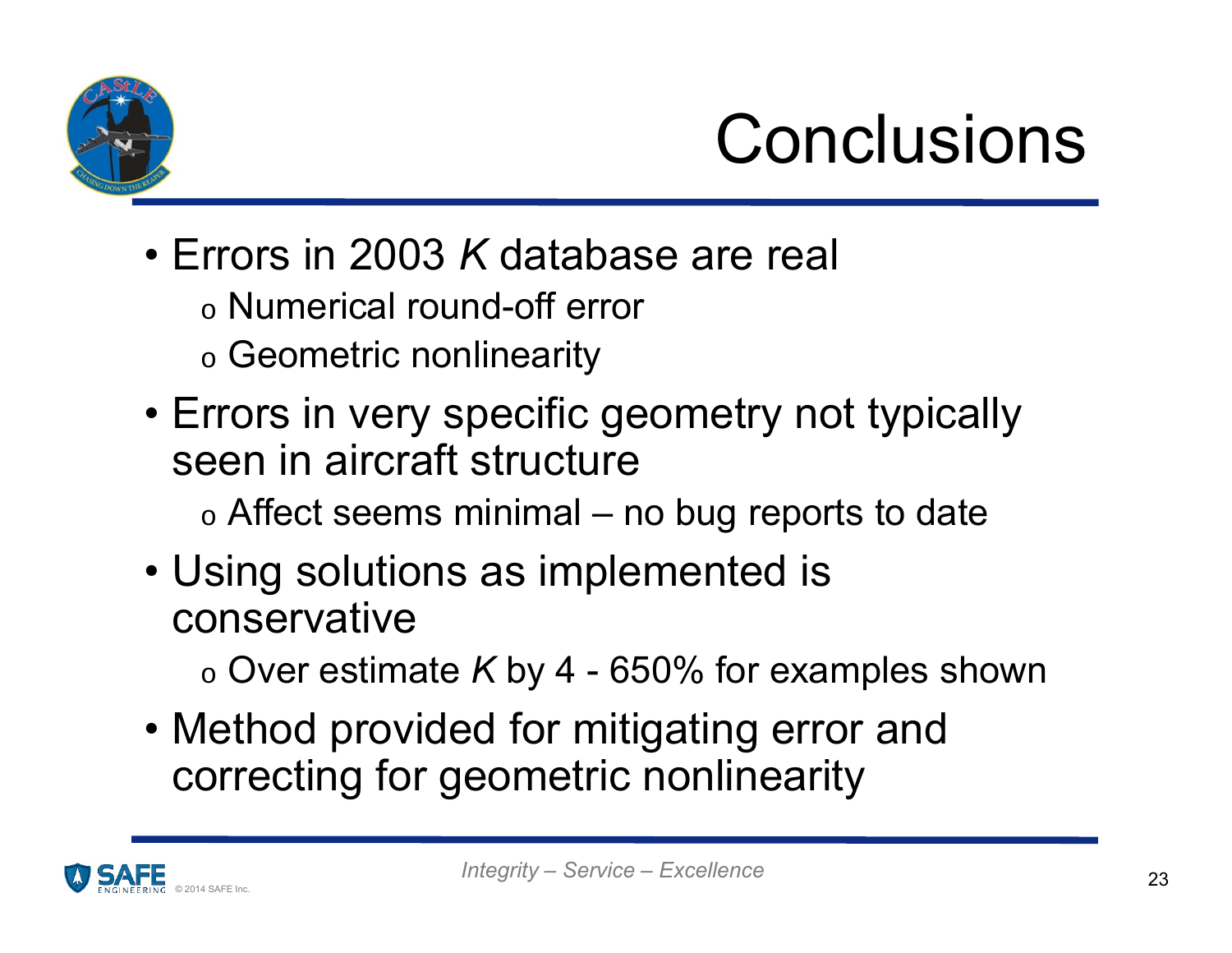# Conclusions

- Errors in 2003 *K* database are real
  - Numerical round-off error
  - Geometric nonlinearity
- Errors in very specific geometry not typically seen in aircraft structure
  - Affect seems minimal – no bug reports to date
- Using solutions as implemented is conservative
  - Over estimate *K* by 4 - 650% for examples shown
- Method provided for mitigating error and correcting for geometric nonlinearity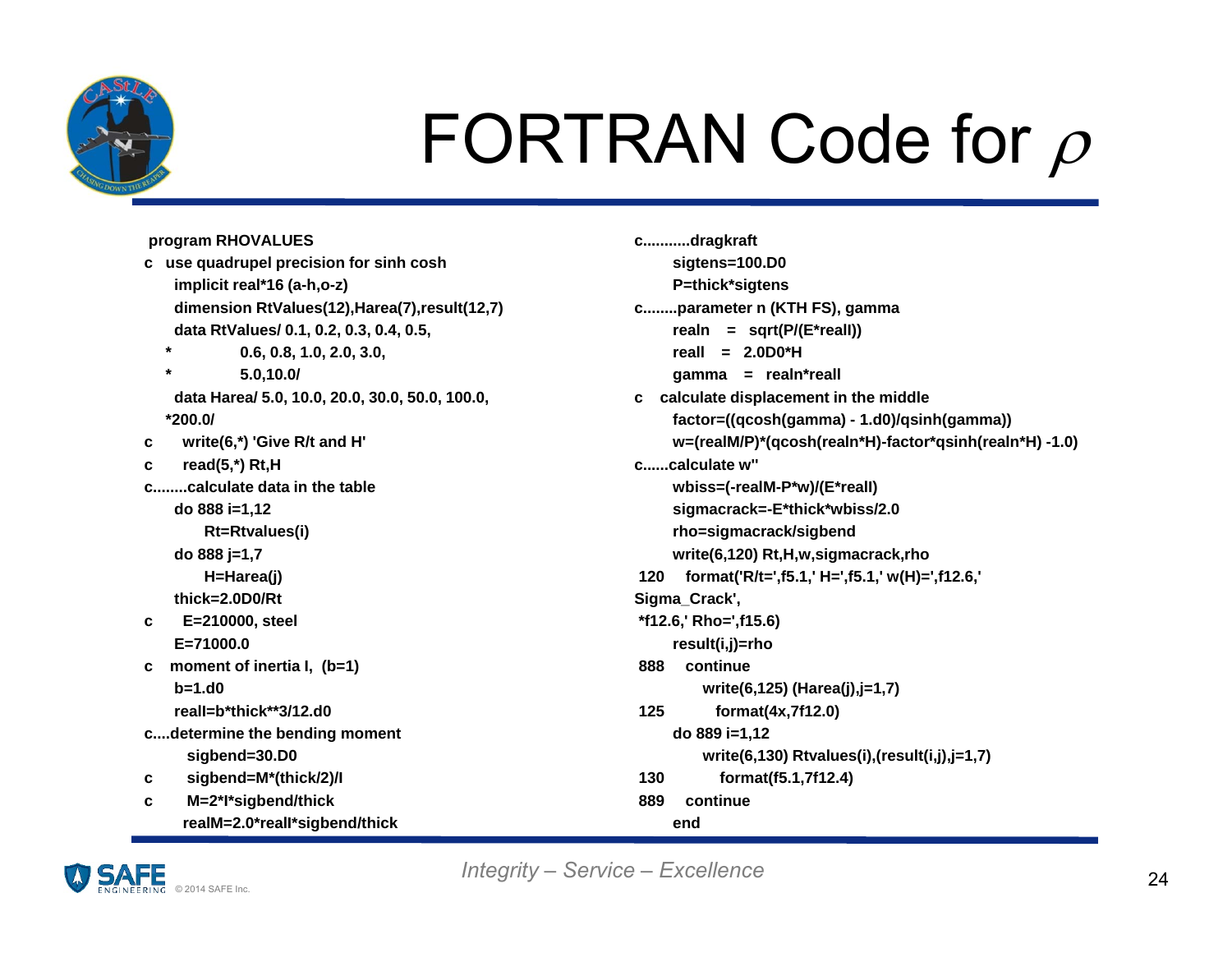# FORTRAN Code for $\rho$

```
 program RHOVALUES
c  use quadrupel precision for sinh cosh
      implicit real*16 (a-h,o-z)
      dimension RtValues(12),Harea(7),result(12,7)
      data RtValues/ 0.1, 0.2, 0.3, 0.4, 0.5,
     *            0.6, 0.8, 1.0, 2.0, 3.0,
     *            5.0,10.0/
      data Harea/ 5.0, 10.0, 20.0, 30.0, 50.0, 100.0,
     *200.0/
c     write(6,*) 'Give R/t and H'
c     read(5,*) Rt,H
c........calculate data in the table
      do 888 i=1,12
         Rt=Rtvalues(i)
      do 888 j=1,7
         H=Harea(j)
      thick=2.0D0/Rt
c     E=210000, steel
      E=71000.0
c  moment of inertia I,  (b=1)
      b=1.d0
      reall=b*thick**3/12.d0
c....determine the bending moment
       sigbend=30.D0
c      sigbend=M*(thick/2)/I
c      M=2*I*sigbend/thick
     realM=2.0*reall*sigbend/thick
c...........dragkraft
      sigtens=100.D0
      P=thick*sigtens
c........parameter n (KTH FS), gamma
      realn   =   sqrt(P/(E*reall))
      reall   =   2.0D0*H
      gamma   =   realn*reall
c    calculate displacement in the middle
      factor=((qcosh(gamma) - 1.d0)/qsinh(gamma))
      w=(realM/P)*(qcosh(realn*H)-factor*qsinh(realn*H) -1.0)
c......calculate w''
      wbiss=(-realM-P*w)/(E*reall)
      sigmacrack=-E*thick*wbiss/2.0
      rho=sigmacrack/sigbend
      write(6,120) Rt,H,w,sigmacrack,rho
 120  format('R/t=',f5.1,' H=',f5.1,' w(H)=',f12.6,'
Sigma_Crack',
 *f12.6,' Rho=',f15.6)
      result(i,j)=rho
 888  continue
         write(6,125) (Harea(j),j=1,7)
 125     format(4x,7f12.0)
      do 889 i=1,12
         write(6,130) Rtvalues(i),(result(i,j),j=1,7)
 130     format(f5.1,7f12.4)
 889  continue
      end
```